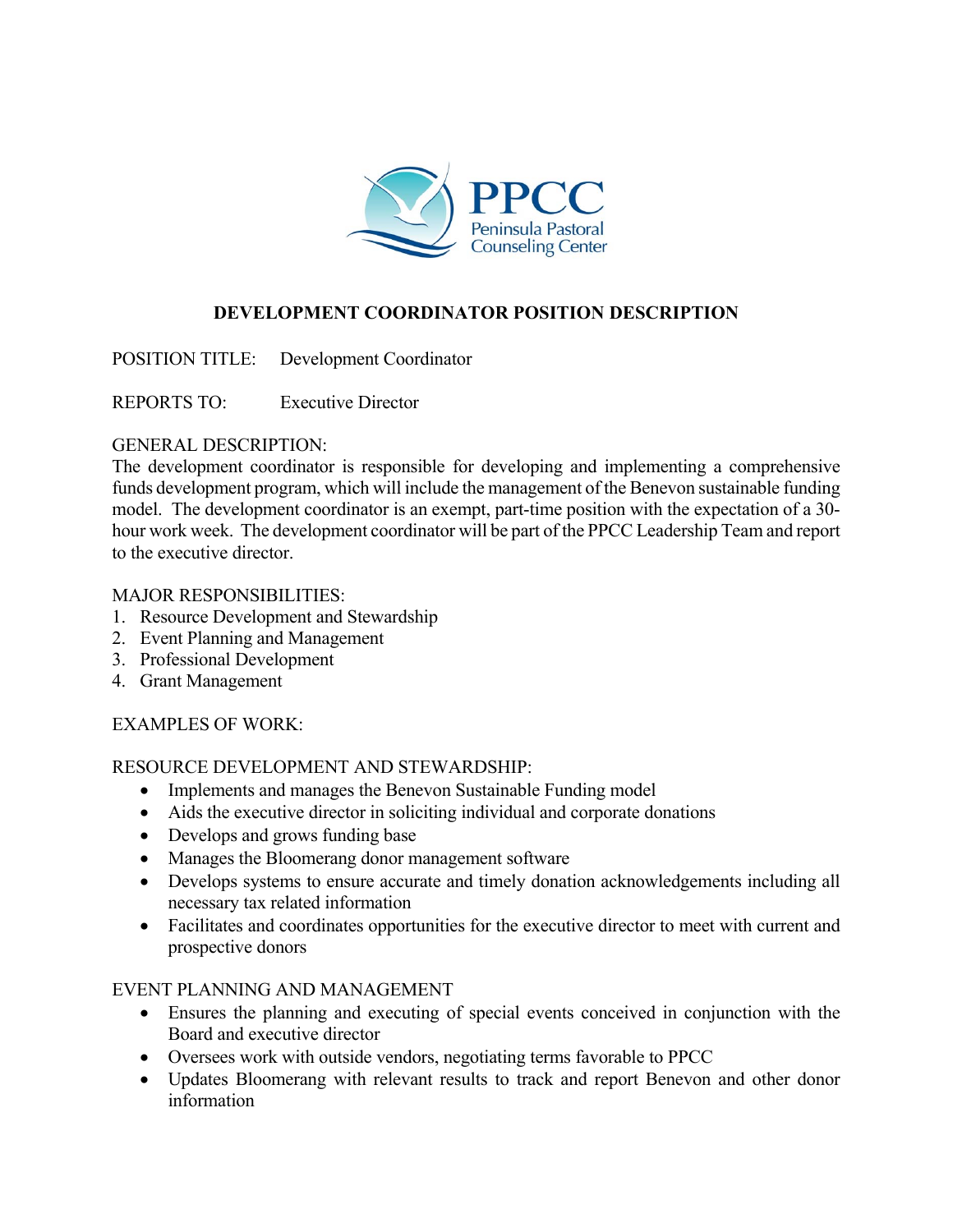PPCC
Peninsula Pastoral Counseling Center

# DEVELOPMENT COORDINATOR POSITION DESCRIPTION

POSITION TITLE: Development Coordinator

REPORTS TO: Executive Director

GENERAL DESCRIPTION:
The development coordinator is responsible for developing and implementing a comprehensive funds development program, which will include the management of the Benevon sustainable funding model. The development coordinator is an exempt, part-time position with the expectation of a 30-hour work week. The development coordinator will be part of the PPCC Leadership Team and report to the executive director.

MAJOR RESPONSIBILITIES:

1. Resource Development and Stewardship
2. Event Planning and Management
3. Professional Development
4. Grant Management

EXAMPLES OF WORK:

RESOURCE DEVELOPMENT AND STEWARDSHIP:

- Implements and manages the Benevon Sustainable Funding model
- Aids the executive director in soliciting individual and corporate donations
- Develops and grows funding base
- Manages the Bloomerang donor management software
- Develops systems to ensure accurate and timely donation acknowledgements including all necessary tax related information
- Facilitates and coordinates opportunities for the executive director to meet with current and prospective donors

EVENT PLANNING AND MANAGEMENT

- Ensures the planning and executing of special events conceived in conjunction with the Board and executive director
- Oversees work with outside vendors, negotiating terms favorable to PPCC
- Updates Bloomerang with relevant results to track and report Benevon and other donor information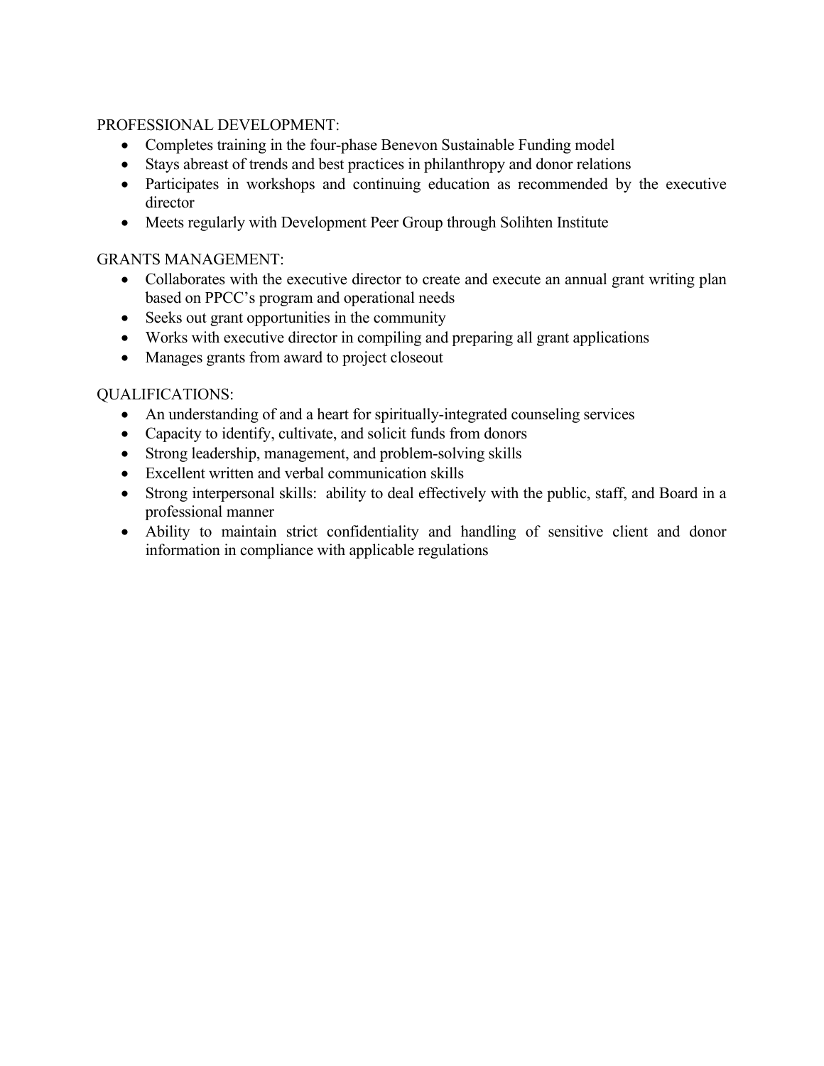PROFESSIONAL DEVELOPMENT:

- Completes training in the four-phase Benevon Sustainable Funding model
- Stays abreast of trends and best practices in philanthropy and donor relations
- Participates in workshops and continuing education as recommended by the executive director
- Meets regularly with Development Peer Group through Solihten Institute

GRANTS MANAGEMENT:

- Collaborates with the executive director to create and execute an annual grant writing plan based on PPCC's program and operational needs
- Seeks out grant opportunities in the community
- Works with executive director in compiling and preparing all grant applications
- Manages grants from award to project closeout

QUALIFICATIONS:

- An understanding of and a heart for spiritually-integrated counseling services
- Capacity to identify, cultivate, and solicit funds from donors
- Strong leadership, management, and problem-solving skills
- Excellent written and verbal communication skills
- Strong interpersonal skills: ability to deal effectively with the public, staff, and Board in a professional manner
- Ability to maintain strict confidentiality and handling of sensitive client and donor information in compliance with applicable regulations